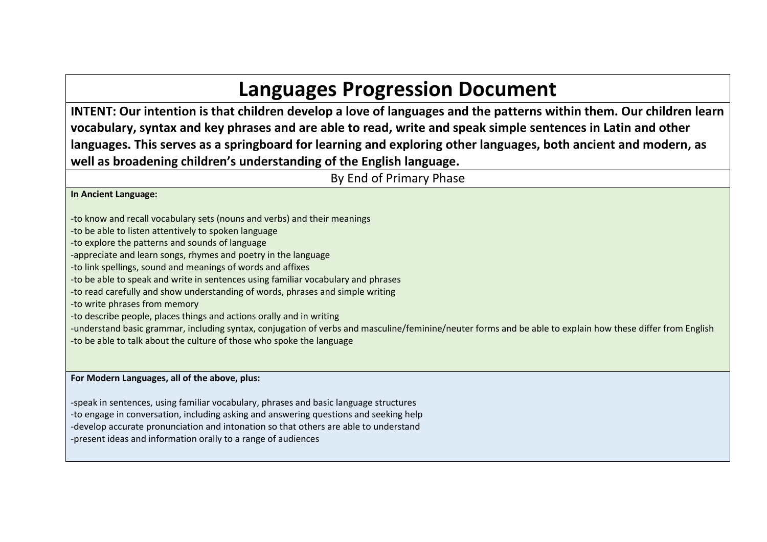# Languages Progression Document

**INTENT: Our intention is that children develop a love of languages and the patterns within them. Our children learn vocabulary, syntax and key phrases and are able to read, write and speak simple sentences in Latin and other languages. This serves as a springboard for learning and exploring other languages, both ancient and modern, as well as broadening children's understanding of the English language.**

By End of Primary Phase

**In Ancient Language:**

-to know and recall vocabulary sets (nouns and verbs) and their meanings
-to be able to listen attentively to spoken language
-to explore the patterns and sounds of language
-appreciate and learn songs, rhymes and poetry in the language
-to link spellings, sound and meanings of words and affixes
-to be able to speak and write in sentences using familiar vocabulary and phrases
-to read carefully and show understanding of words, phrases and simple writing
-to write phrases from memory
-to describe people, places things and actions orally and in writing
-understand basic grammar, including syntax, conjugation of verbs and masculine/feminine/neuter forms and be able to explain how these differ from English
-to be able to talk about the culture of those who spoke the language

**For Modern Languages, all of the above, plus:**

-speak in sentences, using familiar vocabulary, phrases and basic language structures
-to engage in conversation, including asking and answering questions and seeking help
-develop accurate pronunciation and intonation so that others are able to understand
-present ideas and information orally to a range of audiences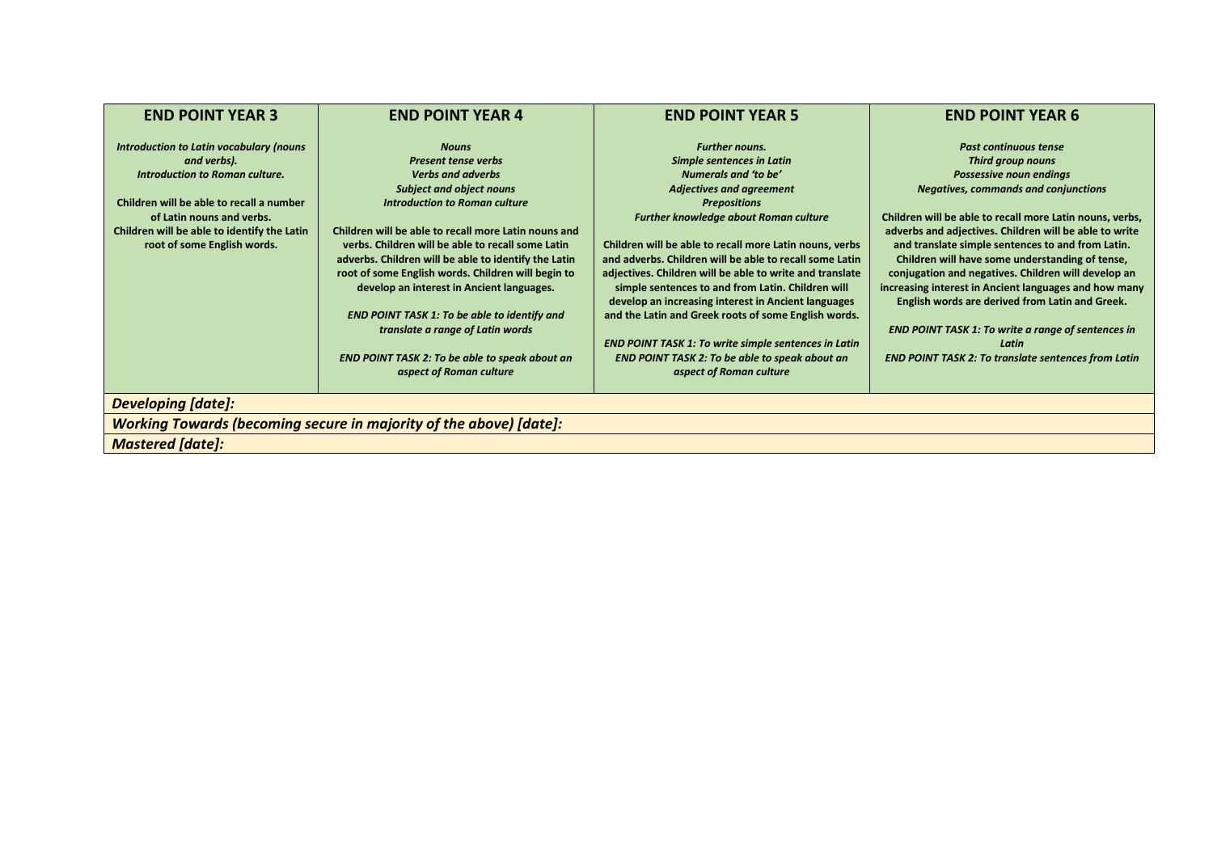| END POINT YEAR 3 | END POINT YEAR 4 | END POINT YEAR 5 | END POINT YEAR 6 |
|---|---|---|---|
| ***Introduction to Latin vocabulary (nouns and verbs).***<br>***Introduction to Roman culture.***<br><br>**Children will be able to recall a number of Latin nouns and verbs.**<br>**Children will be able to identify the Latin root of some English words.** | ***Nouns***<br>***Present tense verbs***<br>***Verbs and adverbs***<br>***Subject and object nouns***<br>***Introduction to Roman culture***<br><br>**Children will be able to recall more Latin nouns and verbs. Children will be able to recall some Latin adverbs. Children will be able to identify the Latin root of some English words. Children will begin to develop an interest in Ancient languages.**<br><br>***END POINT TASK 1: To be able to identify and translate a range of Latin words***<br><br>***END POINT TASK 2: To be able to speak about an aspect of Roman culture*** | ***Further nouns.***<br>***Simple sentences in Latin***<br>***Numerals and 'to be'***<br>***Adjectives and agreement***<br>***Prepositions***<br>***Further knowledge about Roman culture***<br><br>**Children will be able to recall more Latin nouns, verbs and adverbs. Children will be able to recall some Latin adjectives. Children will be able to write and translate simple sentences to and from Latin. Children will develop an increasing interest in Ancient languages and the Latin and Greek roots of some English words.**<br><br>***END POINT TASK 1: To write simple sentences in Latin***<br>***END POINT TASK 2: To be able to speak about an aspect of Roman culture*** | ***Past continuous tense***<br>***Third group nouns***<br>***Possessive noun endings***<br>***Negatives, commands and conjunctions***<br><br>**Children will be able to recall more Latin nouns, verbs, adverbs and adjectives. Children will be able to write and translate simple sentences to and from Latin. Children will have some understanding of tense, conjugation and negatives. Children will develop an increasing interest in Ancient languages and how many English words are derived from Latin and Greek.**<br><br>***END POINT TASK 1: To write a range of sentences in Latin***<br>***END POINT TASK 2: To translate sentences from Latin*** |

***Developing [date]:***

***Working Towards (becoming secure in majority of the above) [date]:***

***Mastered [date]:***